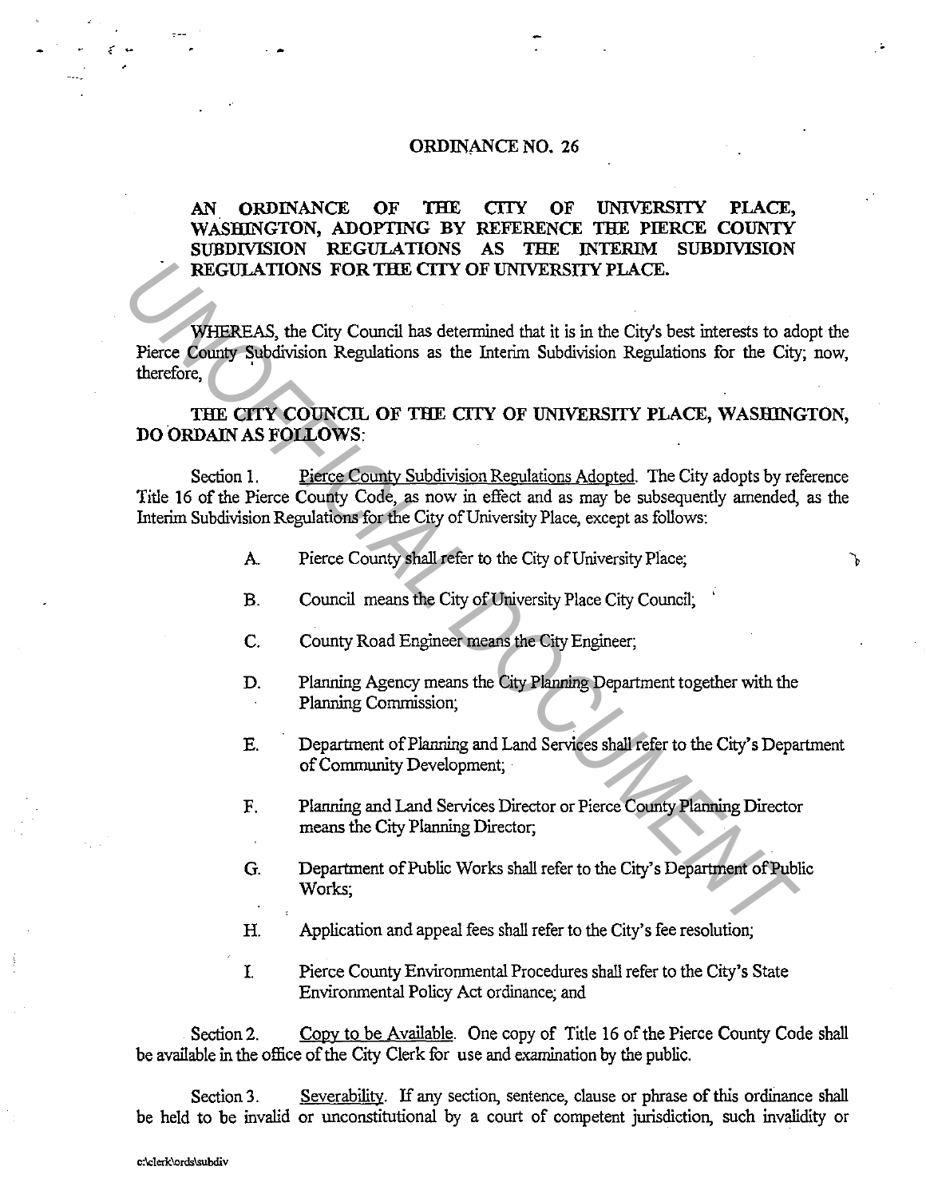ORDINANCE NO. 26

**AN ORDINANCE OF THE CITY OF UNIVERSITY PLACE, WASHINGTON, ADOPTING BY REFERENCE THE PIERCE COUNTY SUBDIVISION REGULATIONS AS THE INTERIM SUBDIVISION REGULATIONS FOR THE CITY OF UNIVERSITY PLACE.**

WHEREAS, the City Council has determined that it is in the City's best interests to adopt the Pierce County Subdivision Regulations as the Interim Subdivision Regulations for the City; now, therefore,

**THE CITY COUNCIL OF THE CITY OF UNIVERSITY PLACE, WASHINGTON, DO ORDAIN AS FOLLOWS:**

Section 1. Pierce County Subdivision Regulations Adopted. The City adopts by reference Title 16 of the Pierce County Code, as now in effect and as may be subsequently amended, as the Interim Subdivision Regulations for the City of University Place, except as follows:

A. Pierce County shall refer to the City of University Place;

B. Council means the City of University Place City Council;

C. County Road Engineer means the City Engineer;

D. Planning Agency means the City Planning Department together with the Planning Commission;

E. Department of Planning and Land Services shall refer to the City's Department of Community Development;

F. Planning and Land Services Director or Pierce County Planning Director means the City Planning Director;

G. Department of Public Works shall refer to the City's Department of Public Works;

H. Application and appeal fees shall refer to the City's fee resolution;

I. Pierce County Environmental Procedures shall refer to the City's State Environmental Policy Act ordinance; and

Section 2. Copy to be Available. One copy of Title 16 of the Pierce County Code shall be available in the office of the City Clerk for use and examination by the public.

Section 3. Severability. If any section, sentence, clause or phrase of this ordinance shall be held to be invalid or unconstitutional by a court of competent jurisdiction, such invalidity or

c:\clerk\ords\subdiv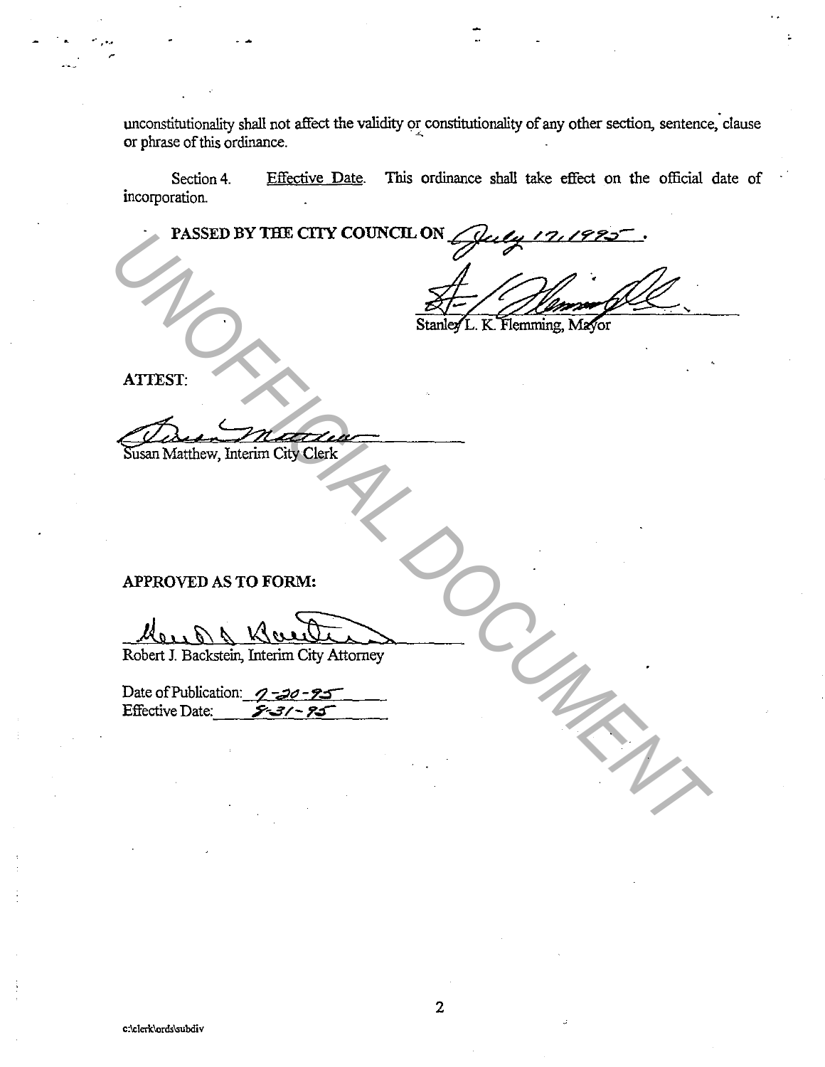unconstitutionality shall not affect the validity or constitutionality of any other section, sentence, clause or phrase of this ordinance.

Section 4. Effective Date. This ordinance shall take effect on the official date of incorporation.

**PASSED BY THE CITY COUNCIL ON** July 17, 1995.

Stanley L. K. Flemming, Mayor

**ATTEST:**

Susan Matthew, Interim City Clerk

**APPROVED AS TO FORM:**

Robert J. Backstein, Interim City Attorney

Date of Publication: 7-20-95
Effective Date: 8-31-95

UNOFFICIAL DOCUMENT

c:\clerk\ords\subdiv